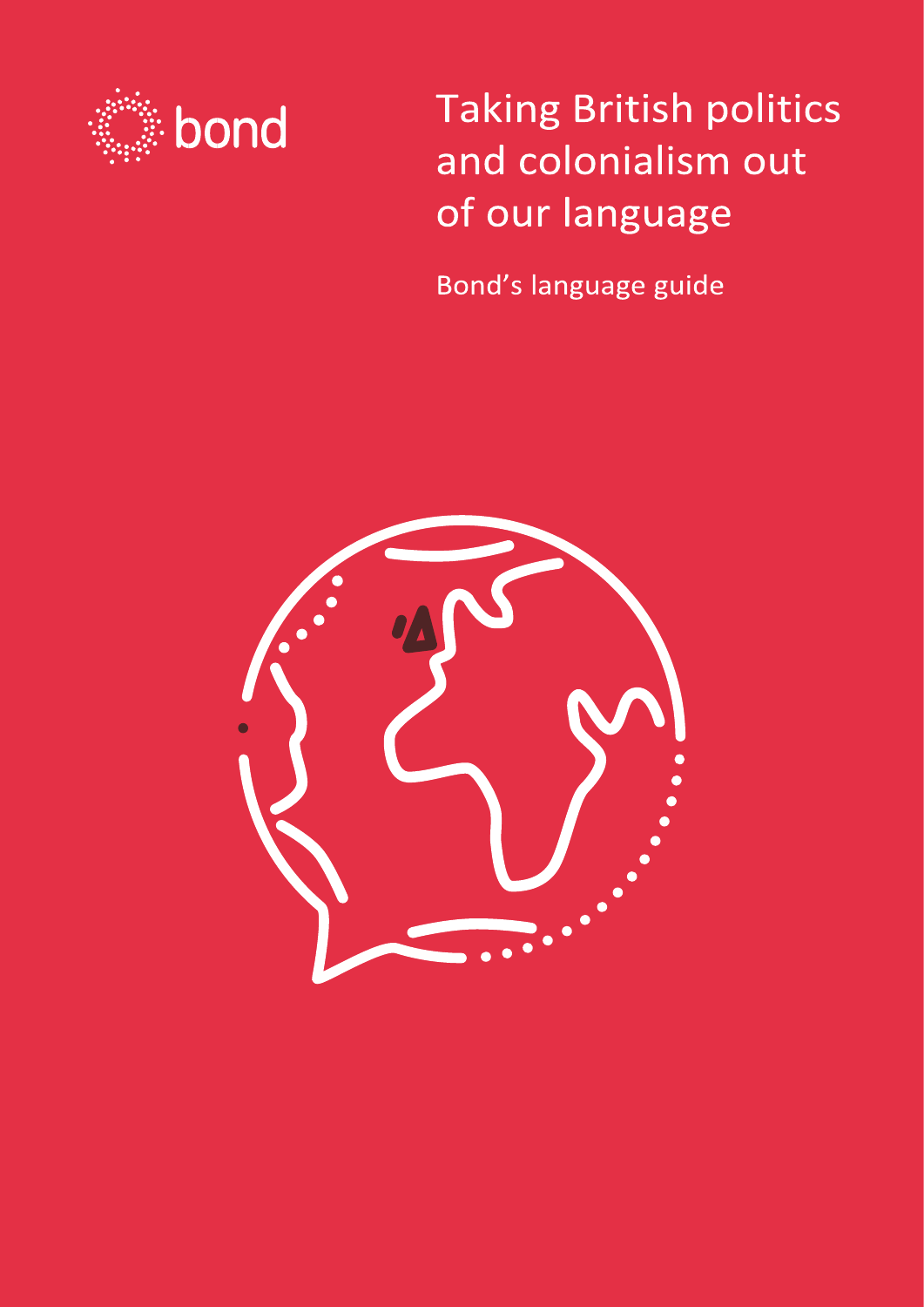bond

# Taking British politics and colonialism out of our language

Bond's language guide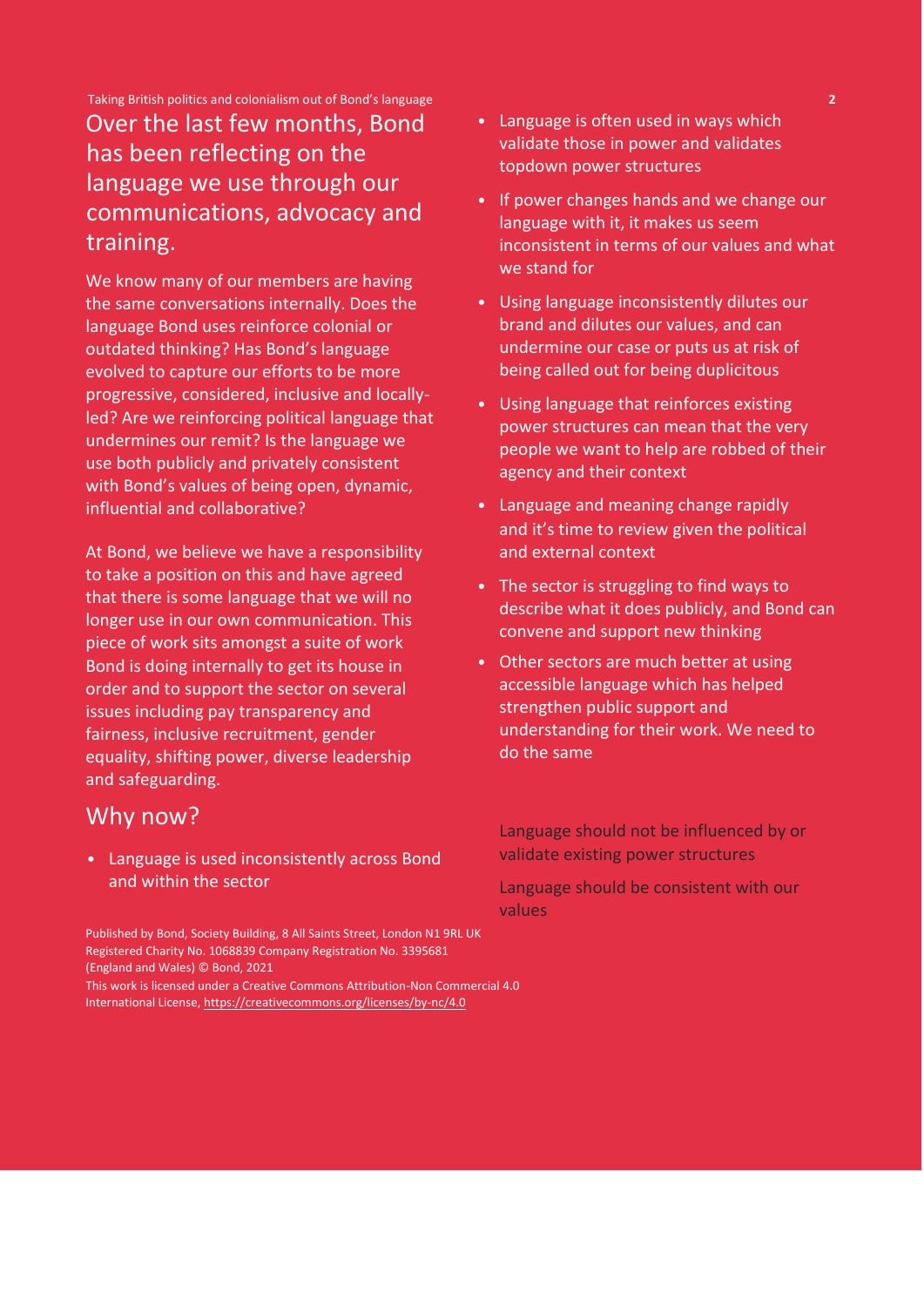## Over the last few months, Bond has been reflecting on the language we use through our communications, advocacy and training.

We know many of our members are having the same conversations internally. Does the language Bond uses reinforce colonial or outdated thinking? Has Bond's language evolved to capture our efforts to be more progressive, considered, inclusive and locally-led? Are we reinforcing political language that undermines our remit? Is the language we use both publicly and privately consistent with Bond's values of being open, dynamic, influential and collaborative?

At Bond, we believe we have a responsibility to take a position on this and have agreed that there is some language that we will no longer use in our own communication. This piece of work sits amongst a suite of work Bond is doing internally to get its house in order and to support the sector on several issues including pay transparency and fairness, inclusive recruitment, gender equality, shifting power, diverse leadership and safeguarding.

## Why now?

- Language is used inconsistently across Bond and within the sector
- Language is often used in ways which validate those in power and validates topdown power structures
- If power changes hands and we change our language with it, it makes us seem inconsistent in terms of our values and what we stand for
- Using language inconsistently dilutes our brand and dilutes our values, and can undermine our case or puts us at risk of being called out for being duplicitous
- Using language that reinforces existing power structures can mean that the very people we want to help are robbed of their agency and their context
- Language and meaning change rapidly and it's time to review given the political and external context
- The sector is struggling to find ways to describe what it does publicly, and Bond can convene and support new thinking
- Other sectors are much better at using accessible language which has helped strengthen public support and understanding for their work. We need to do the same

Language should not be influenced by or validate existing power structures

Language should be consistent with our values

Published by Bond, Society Building, 8 All Saints Street, London N1 9RL UK
Registered Charity No. 1068839 Company Registration No. 3395681
(England and Wales) © Bond, 2021
This work is licensed under a Creative Commons Attribution-Non Commercial 4.0
International License, https://creativecommons.org/licenses/by-nc/4.0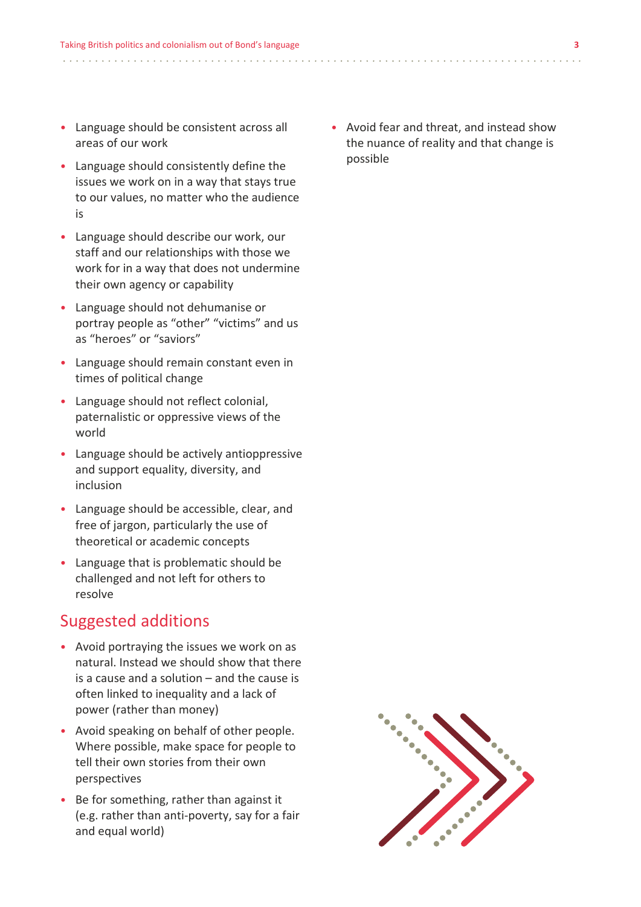- Language should be consistent across all areas of our work
- Language should consistently define the issues we work on in a way that stays true to our values, no matter who the audience is
- Language should describe our work, our staff and our relationships with those we work for in a way that does not undermine their own agency or capability
- Language should not dehumanise or portray people as "other" "victims" and us as "heroes" or "saviors"
- Language should remain constant even in times of political change
- Language should not reflect colonial, paternalistic or oppressive views of the world
- Language should be actively antioppressive and support equality, diversity, and inclusion
- Language should be accessible, clear, and free of jargon, particularly the use of theoretical or academic concepts
- Language that is problematic should be challenged and not left for others to resolve

## Suggested additions

- Avoid portraying the issues we work on as natural. Instead we should show that there is a cause and a solution – and the cause is often linked to inequality and a lack of power (rather than money)
- Avoid speaking on behalf of other people. Where possible, make space for people to tell their own stories from their own perspectives
- Be for something, rather than against it (e.g. rather than anti-poverty, say for a fair and equal world)
- Avoid fear and threat, and instead show the nuance of reality and that change is possible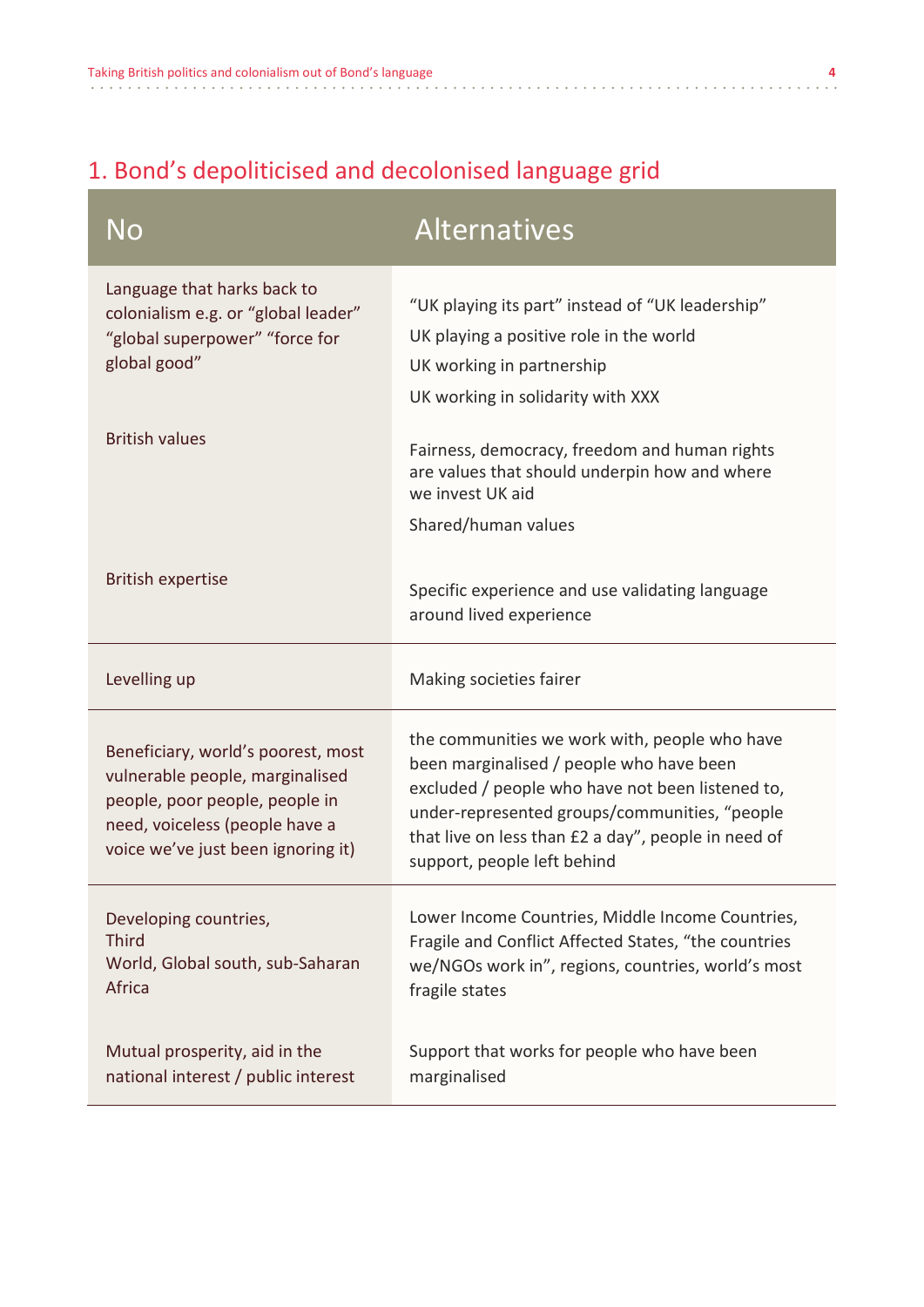## 1. Bond's depoliticised and decolonised language grid

| No | Alternatives |
|---|---|
| Language that harks back to colonialism e.g. or "global leader" "global superpower" "force for global good" | "UK playing its part" instead of "UK leadership"<br>UK playing a positive role in the world<br>UK working in partnership<br>UK working in solidarity with XXX |
| British values | Fairness, democracy, freedom and human rights are values that should underpin how and where we invest UK aid<br>Shared/human values |
| British expertise | Specific experience and use validating language around lived experience |
| Levelling up | Making societies fairer |
| Beneficiary, world's poorest, most vulnerable people, marginalised people, poor people, people in need, voiceless (people have a voice we've just been ignoring it) | the communities we work with, people who have been marginalised / people who have been excluded / people who have not been listened to, under-represented groups/communities, "people that live on less than £2 a day", people in need of support, people left behind |
| Developing countries, Third World, Global south, sub-Saharan Africa | Lower Income Countries, Middle Income Countries, Fragile and Conflict Affected States, "the countries we/NGOs work in", regions, countries, world's most fragile states |
| Mutual prosperity, aid in the national interest / public interest | Support that works for people who have been marginalised |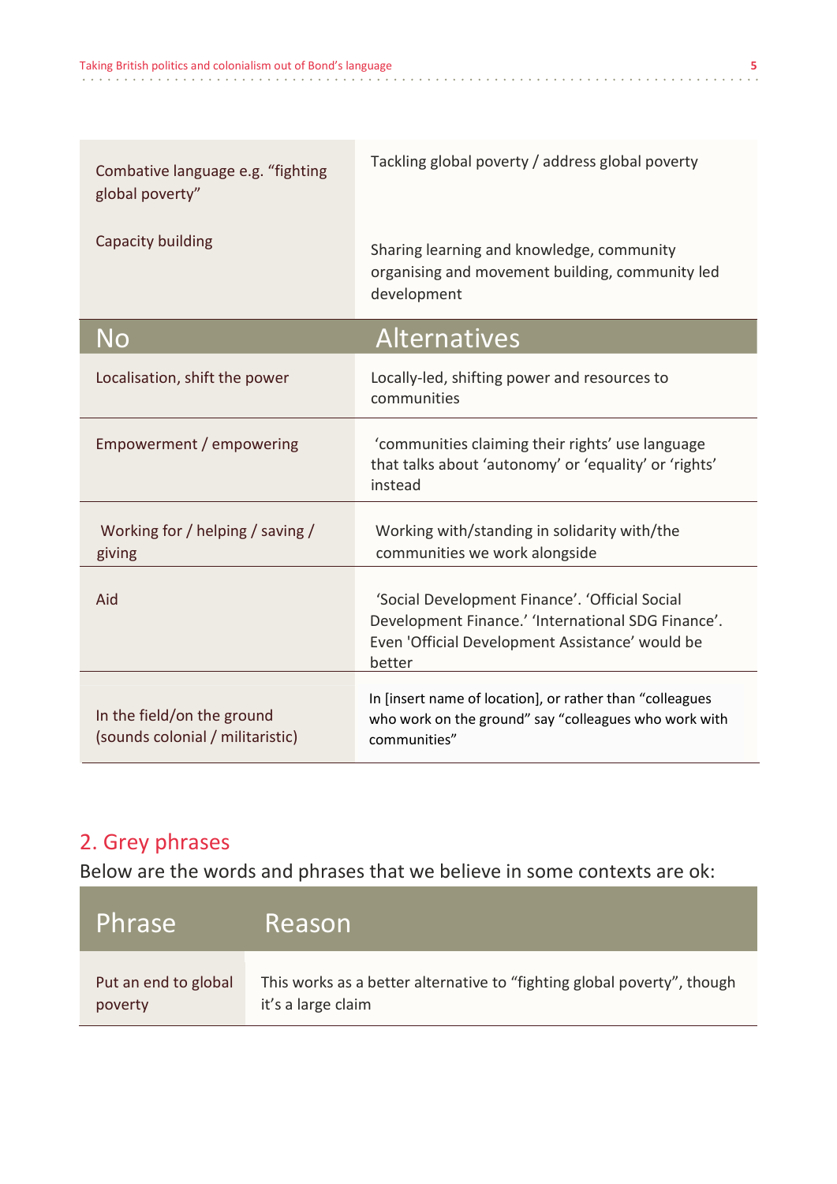| No | Alternatives |
|---|---|
| Combative language e.g. "fighting global poverty" | Tackling global poverty / address global poverty |
| Capacity building | Sharing learning and knowledge, community organising and movement building, community led development |
| Localisation, shift the power | Locally-led, shifting power and resources to communities |
| Empowerment / empowering | 'communities claiming their rights' use language that talks about 'autonomy' or 'equality' or 'rights' instead |
| Working for / helping / saving / giving | Working with/standing in solidarity with/the communities we work alongside |
| Aid | 'Social Development Finance'. 'Official Social Development Finance.' 'International SDG Finance'. Even 'Official Development Assistance' would be better |
| In the field/on the ground (sounds colonial / militaristic) | In [insert name of location], or rather than "colleagues who work on the ground" say "colleagues who work with communities" |

## 2. Grey phrases

Below are the words and phrases that we believe in some contexts are ok:

| Phrase | Reason |
|---|---|
| Put an end to global poverty | This works as a better alternative to "fighting global poverty", though it's a large claim |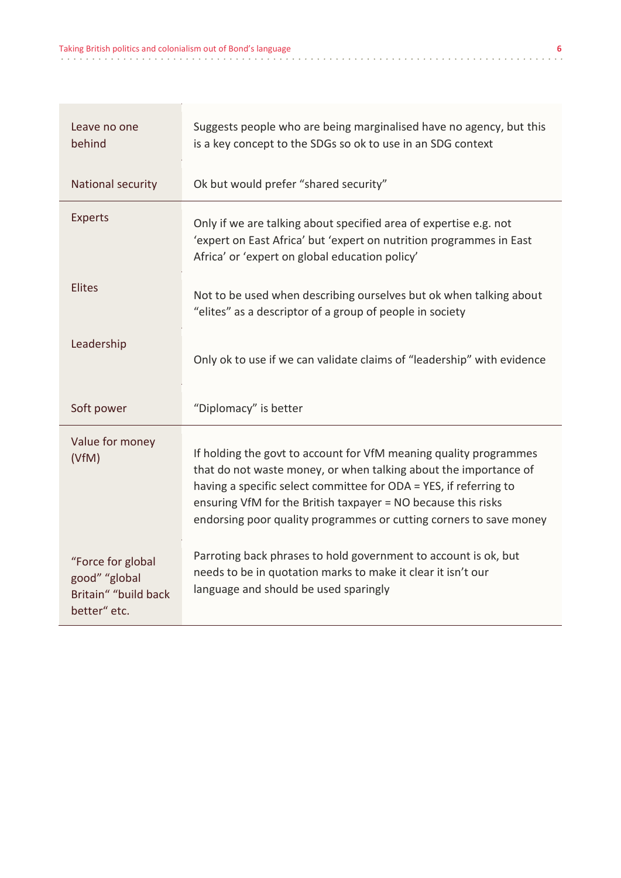| | |
|---|---|
| Leave no one behind | Suggests people who are being marginalised have no agency, but this is a key concept to the SDGs so ok to use in an SDG context |
| National security | Ok but would prefer "shared security" |
| Experts | Only if we are talking about specified area of expertise e.g. not 'expert on East Africa' but 'expert on nutrition programmes in East Africa' or 'expert on global education policy' |
| Elites | Not to be used when describing ourselves but ok when talking about "elites" as a descriptor of a group of people in society |
| Leadership | Only ok to use if we can validate claims of "leadership" with evidence |
| Soft power | "Diplomacy" is better |
| Value for money (VfM) | If holding the govt to account for VfM meaning quality programmes that do not waste money, or when talking about the importance of having a specific select committee for ODA = YES, if referring to ensuring VfM for the British taxpayer = NO because this risks endorsing poor quality programmes or cutting corners to save money |
| "Force for global good" "global Britain" "build back better" etc. | Parroting back phrases to hold government to account is ok, but needs to be in quotation marks to make it clear it isn't our language and should be used sparingly |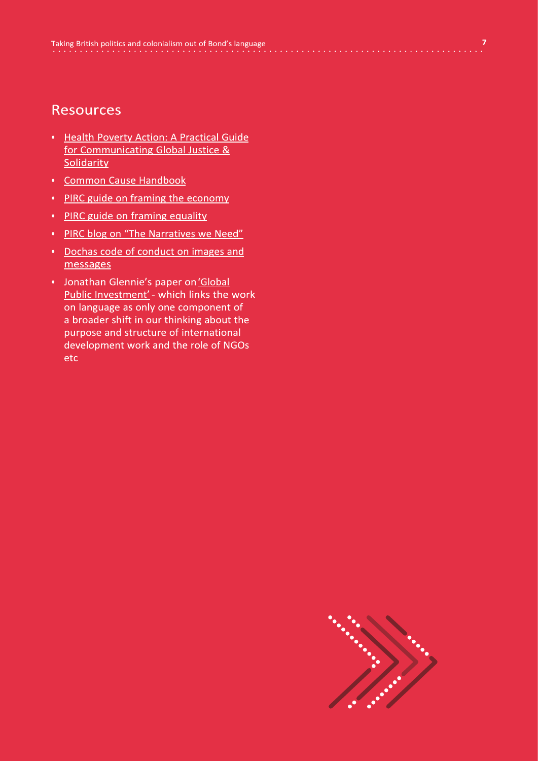## Resources

- Health Poverty Action: A Practical Guide for Communicating Global Justice & Solidarity
- Common Cause Handbook
- PIRC guide on framing the economy
- PIRC guide on framing equality
- PIRC blog on "The Narratives we Need"
- Dochas code of conduct on images and messages
- Jonathan Glennie's paper on 'Global Public Investment' - which links the work on language as only one component of a broader shift in our thinking about the purpose and structure of international development work and the role of NGOs etc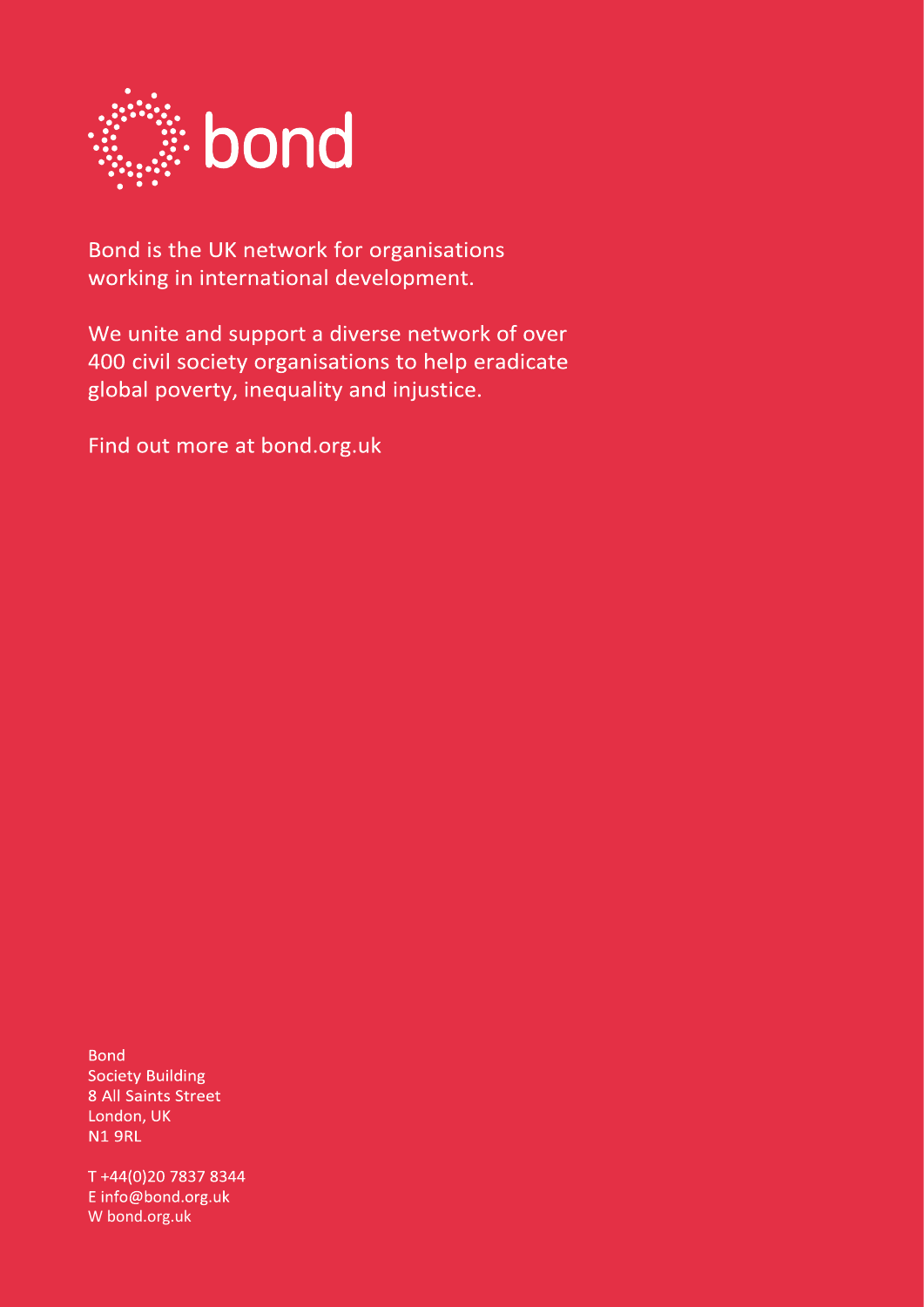bond

Bond is the UK network for organisations working in international development.

We unite and support a diverse network of over 400 civil society organisations to help eradicate global poverty, inequality and injustice.

Find out more at bond.org.uk

Bond
Society Building
8 All Saints Street
London, UK
N1 9RL

T +44(0)20 7837 8344
E info@bond.org.uk
W bond.org.uk